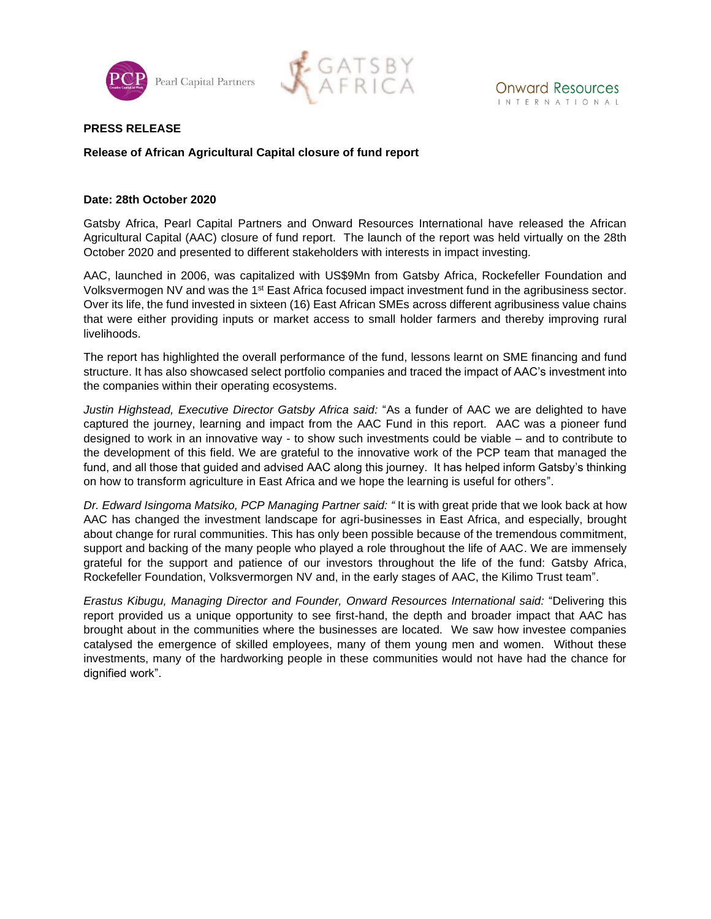Pearl Capital Partners

GATSBY AFRICA

Onward Resources INTERNATIONAL

**PRESS RELEASE**

**Release of African Agricultural Capital closure of fund report**

**Date: 28th October 2020**

Gatsby Africa, Pearl Capital Partners and Onward Resources International have released the African Agricultural Capital (AAC) closure of fund report. The launch of the report was held virtually on the 28th October 2020 and presented to different stakeholders with interests in impact investing.

AAC, launched in 2006, was capitalized with US$9Mn from Gatsby Africa, Rockefeller Foundation and Volksvermogen NV and was the 1st East Africa focused impact investment fund in the agribusiness sector. Over its life, the fund invested in sixteen (16) East African SMEs across different agribusiness value chains that were either providing inputs or market access to small holder farmers and thereby improving rural livelihoods.

The report has highlighted the overall performance of the fund, lessons learnt on SME financing and fund structure. It has also showcased select portfolio companies and traced the impact of AAC's investment into the companies within their operating ecosystems.

*Justin Highstead, Executive Director Gatsby Africa said:* "As a funder of AAC we are delighted to have captured the journey, learning and impact from the AAC Fund in this report. AAC was a pioneer fund designed to work in an innovative way - to show such investments could be viable – and to contribute to the development of this field. We are grateful to the innovative work of the PCP team that managed the fund, and all those that guided and advised AAC along this journey. It has helped inform Gatsby's thinking on how to transform agriculture in East Africa and we hope the learning is useful for others".

*Dr. Edward Isingoma Matsiko, PCP Managing Partner said: "* It is with great pride that we look back at how AAC has changed the investment landscape for agri-businesses in East Africa, and especially, brought about change for rural communities. This has only been possible because of the tremendous commitment, support and backing of the many people who played a role throughout the life of AAC. We are immensely grateful for the support and patience of our investors throughout the life of the fund: Gatsby Africa, Rockefeller Foundation, Volksvermorgen NV and, in the early stages of AAC, the Kilimo Trust team".

*Erastus Kibugu, Managing Director and Founder, Onward Resources International said:* "Delivering this report provided us a unique opportunity to see first-hand, the depth and broader impact that AAC has brought about in the communities where the businesses are located. We saw how investee companies catalysed the emergence of skilled employees, many of them young men and women. Without these investments, many of the hardworking people in these communities would not have had the chance for dignified work".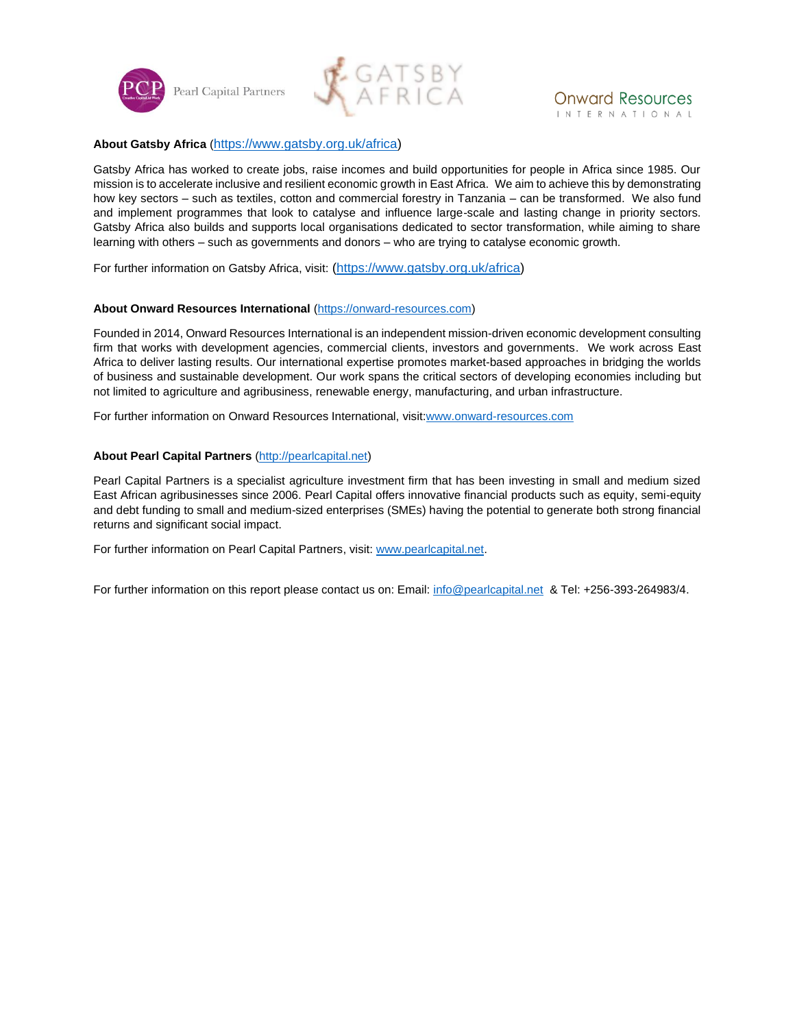**About Gatsby Africa** (https://www.gatsby.org.uk/africa)

Gatsby Africa has worked to create jobs, raise incomes and build opportunities for people in Africa since 1985. Our mission is to accelerate inclusive and resilient economic growth in East Africa. We aim to achieve this by demonstrating how key sectors – such as textiles, cotton and commercial forestry in Tanzania – can be transformed. We also fund and implement programmes that look to catalyse and influence large-scale and lasting change in priority sectors. Gatsby Africa also builds and supports local organisations dedicated to sector transformation, while aiming to share learning with others – such as governments and donors – who are trying to catalyse economic growth.

For further information on Gatsby Africa, visit: (https://www.gatsby.org.uk/africa)

**About Onward Resources International** (https://onward-resources.com)

Founded in 2014, Onward Resources International is an independent mission-driven economic development consulting firm that works with development agencies, commercial clients, investors and governments. We work across East Africa to deliver lasting results. Our international expertise promotes market-based approaches in bridging the worlds of business and sustainable development. Our work spans the critical sectors of developing economies including but not limited to agriculture and agribusiness, renewable energy, manufacturing, and urban infrastructure.

For further information on Onward Resources International, visit:www.onward-resources.com

**About Pearl Capital Partners** (http://pearlcapital.net)

Pearl Capital Partners is a specialist agriculture investment firm that has been investing in small and medium sized East African agribusinesses since 2006. Pearl Capital offers innovative financial products such as equity, semi-equity and debt funding to small and medium-sized enterprises (SMEs) having the potential to generate both strong financial returns and significant social impact.

For further information on Pearl Capital Partners, visit: www.pearlcapital.net.

For further information on this report please contact us on: Email: info@pearlcapital.net & Tel: +256-393-264983/4.